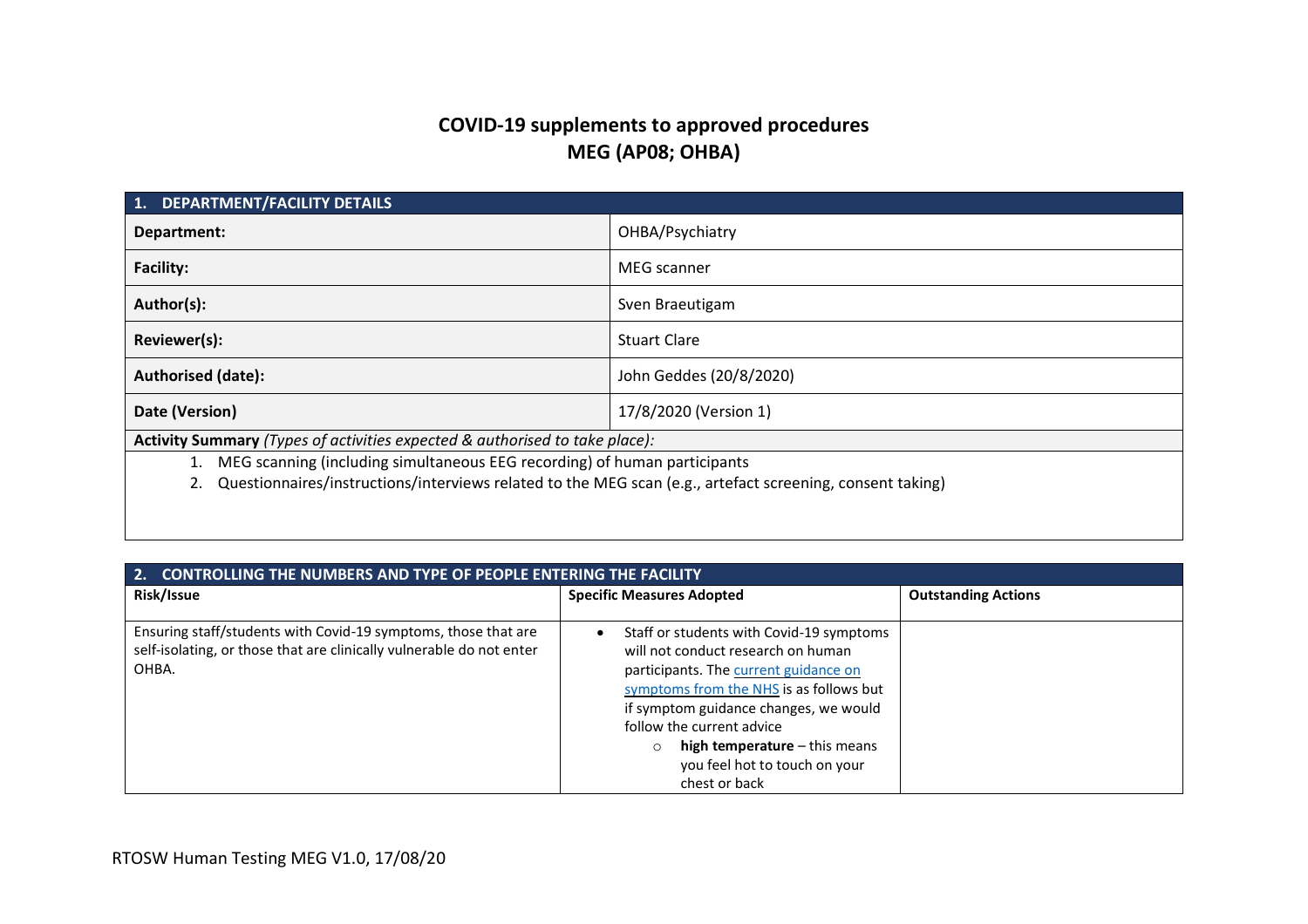# COVID-19 supplements to approved procedures
# MEG (AP08; OHBA)

| 1. DEPARTMENT/FACILITY DETAILS | |
|---|---|
| **Department:** | OHBA/Psychiatry |
| **Facility:** | MEG scanner |
| **Author(s):** | Sven Braeutigam |
| **Reviewer(s):** | Stuart Clare |
| **Authorised (date):** | John Geddes (20/8/2020) |
| **Date (Version)** | 17/8/2020 (Version 1) |

**Activity Summary** *(Types of activities expected & authorised to take place):*

1. MEG scanning (including simultaneous EEG recording) of human participants
2. Questionnaires/instructions/interviews related to the MEG scan (e.g., artefact screening, consent taking)

| 2. CONTROLLING THE NUMBERS AND TYPE OF PEOPLE ENTERING THE FACILITY | | |
|---|---|---|
| **Risk/Issue** | **Specific Measures Adopted** | **Outstanding Actions** |
| Ensuring staff/students with Covid-19 symptoms, those that are self-isolating, or those that are clinically vulnerable do not enter OHBA. | • Staff or students with Covid-19 symptoms will not conduct research on human participants. The [current guidance on symptoms from the NHS] is as follows but if symptom guidance changes, we would follow the current advice<br>&nbsp;&nbsp;&nbsp;&nbsp;○ **high temperature** – this means you feel hot to touch on your chest or back | |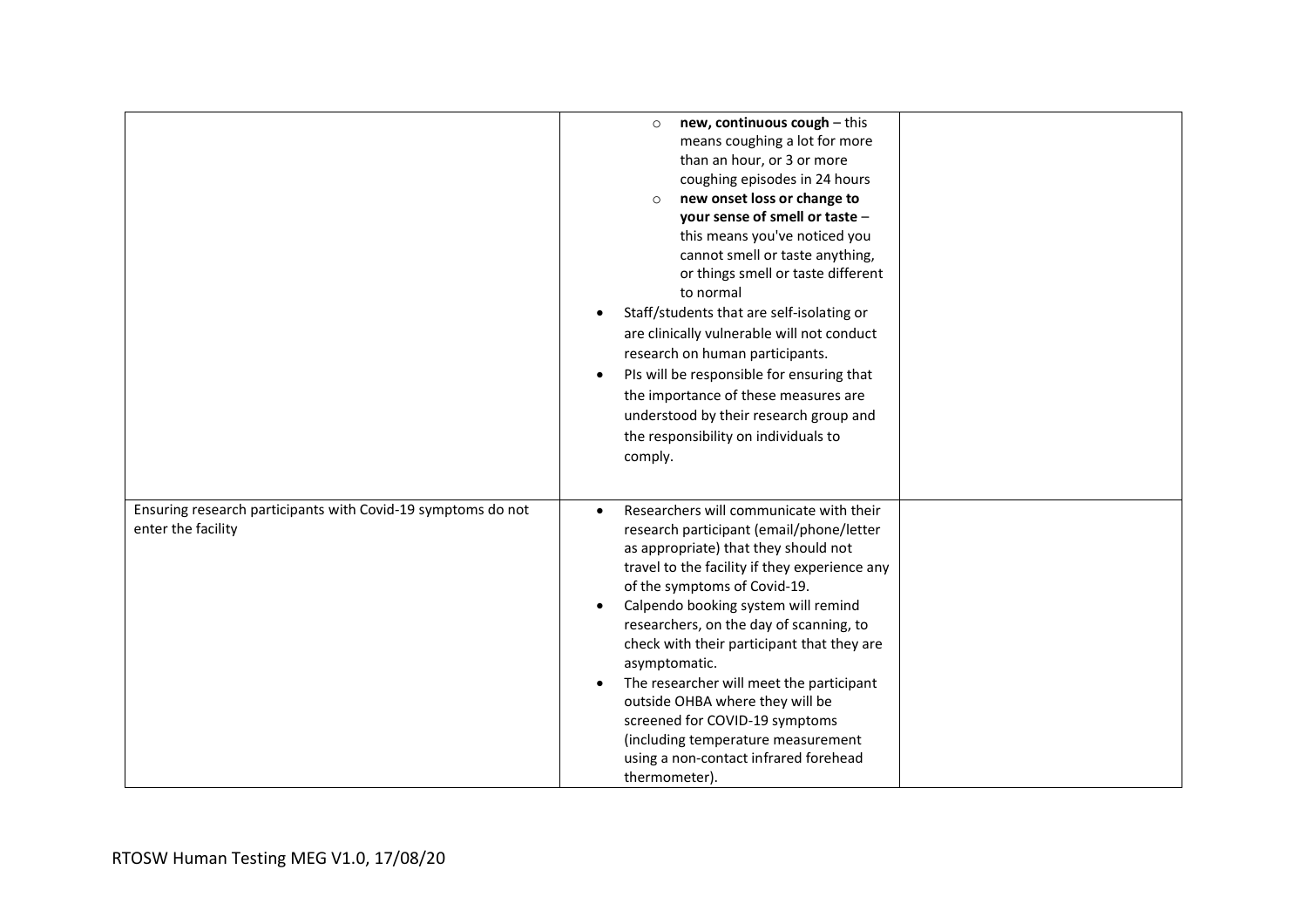| | | |
|---|---|---|
| | ◦ **new, continuous cough** – this means coughing a lot for more than an hour, or 3 or more coughing episodes in 24 hours<br>◦ **new onset loss or change to your sense of smell or taste** – this means you've noticed you cannot smell or taste anything, or things smell or taste different to normal<br>• Staff/students that are self-isolating or are clinically vulnerable will not conduct research on human participants.<br>• PIs will be responsible for ensuring that the importance of these measures are understood by their research group and the responsibility on individuals to comply. | |
| Ensuring research participants with Covid-19 symptoms do not enter the facility | • Researchers will communicate with their research participant (email/phone/letter as appropriate) that they should not travel to the facility if they experience any of the symptoms of Covid-19.<br>• Calpendo booking system will remind researchers, on the day of scanning, to check with their participant that they are asymptomatic.<br>• The researcher will meet the participant outside OHBA where they will be screened for COVID-19 symptoms (including temperature measurement using a non-contact infrared forehead thermometer). | |

RTOSW Human Testing MEG V1.0, 17/08/20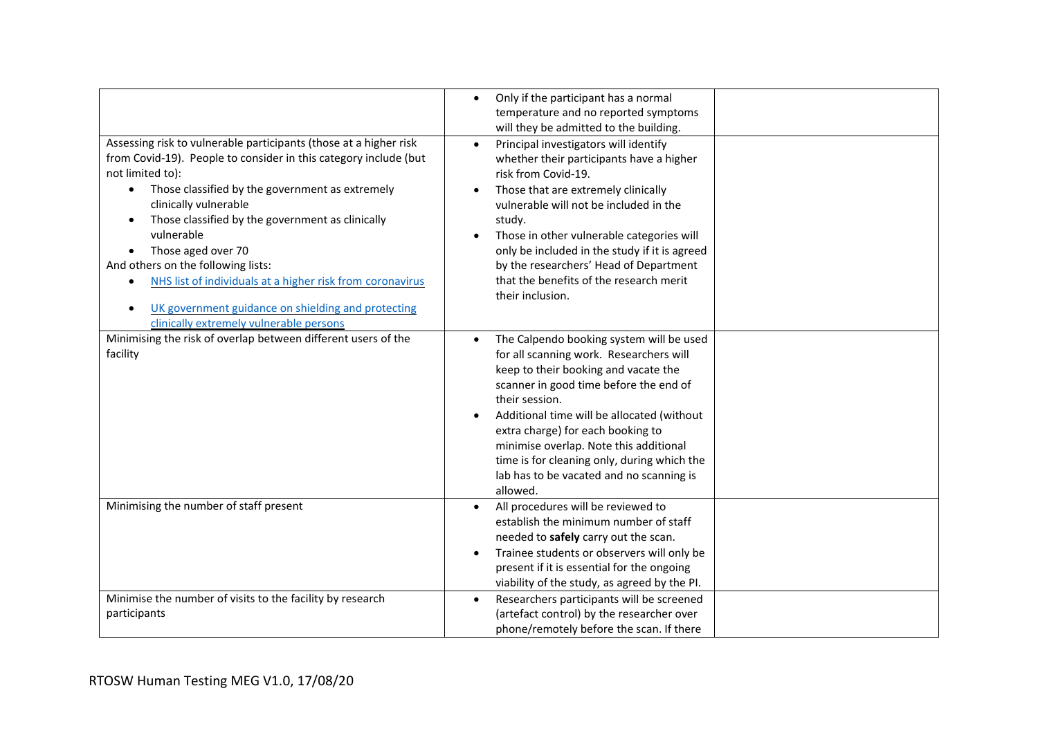| | | |
|---|---|---|
| | • Only if the participant has a normal temperature and no reported symptoms will they be admitted to the building. | |
| Assessing risk to vulnerable participants (those at a higher risk from Covid-19). People to consider in this category include (but not limited to):<br>• Those classified by the government as extremely clinically vulnerable<br>• Those classified by the government as clinically vulnerable<br>• Those aged over 70<br>And others on the following lists:<br>• [NHS list of individuals at a higher risk from coronavirus]()<br>• [UK government guidance on shielding and protecting clinically extremely vulnerable persons]() | • Principal investigators will identify whether their participants have a higher risk from Covid-19.<br>• Those that are extremely clinically vulnerable will not be included in the study.<br>• Those in other vulnerable categories will only be included in the study if it is agreed by the researchers' Head of Department that the benefits of the research merit their inclusion. | |
| Minimising the risk of overlap between different users of the facility | • The Calpendo booking system will be used for all scanning work. Researchers will keep to their booking and vacate the scanner in good time before the end of their session.<br>• Additional time will be allocated (without extra charge) for each booking to minimise overlap. Note this additional time is for cleaning only, during which the lab has to be vacated and no scanning is allowed. | |
| Minimising the number of staff present | • All procedures will be reviewed to establish the minimum number of staff needed to **safely** carry out the scan.<br>• Trainee students or observers will only be present if it is essential for the ongoing viability of the study, as agreed by the PI. | |
| Minimise the number of visits to the facility by research participants | • Researchers participants will be screened (artefact control) by the researcher over phone/remotely before the scan. If there | |

RTOSW Human Testing MEG V1.0, 17/08/20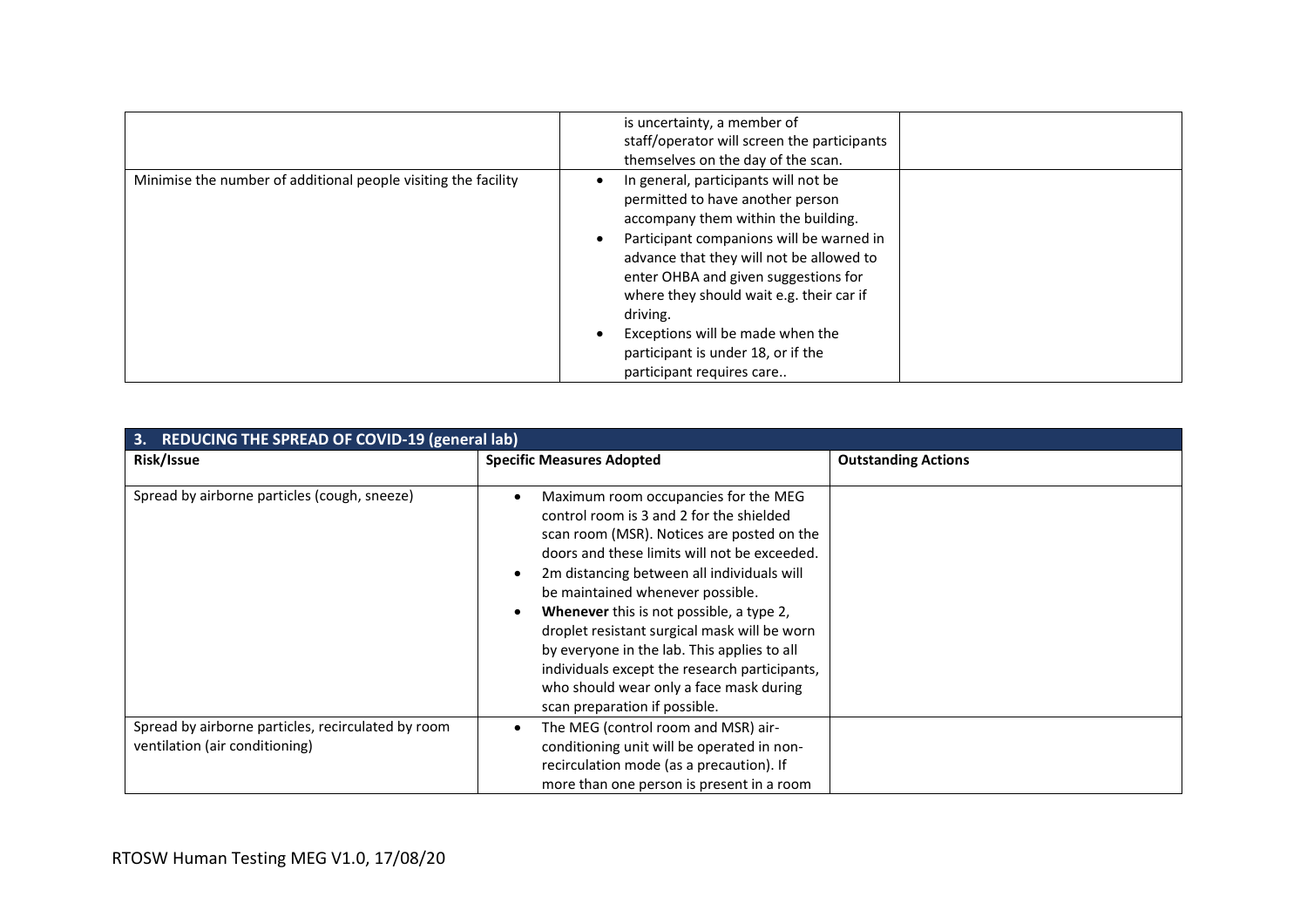| | | |
|---|---|---|
| | is uncertainty, a member of staff/operator will screen the participants themselves on the day of the scan. | |
| Minimise the number of additional people visiting the facility | • In general, participants will not be permitted to have another person accompany them within the building.<br>• Participant companions will be warned in advance that they will not be allowed to enter OHBA and given suggestions for where they should wait e.g. their car if driving.<br>• Exceptions will be made when the participant is under 18, or if the participant requires care.. | |

| **3. REDUCING THE SPREAD OF COVID-19 (general lab)** | | |
|---|---|---|
| **Risk/Issue** | **Specific Measures Adopted** | **Outstanding Actions** |
| Spread by airborne particles (cough, sneeze) | • Maximum room occupancies for the MEG control room is 3 and 2 for the shielded scan room (MSR). Notices are posted on the doors and these limits will not be exceeded.<br>• 2m distancing between all individuals will be maintained whenever possible.<br>• **Whenever** this is not possible, a type 2, droplet resistant surgical mask will be worn by everyone in the lab. This applies to all individuals except the research participants, who should wear only a face mask during scan preparation if possible. | |
| Spread by airborne particles, recirculated by room ventilation (air conditioning) | • The MEG (control room and MSR) air-conditioning unit will be operated in non-recirculation mode (as a precaution). If more than one person is present in a room | |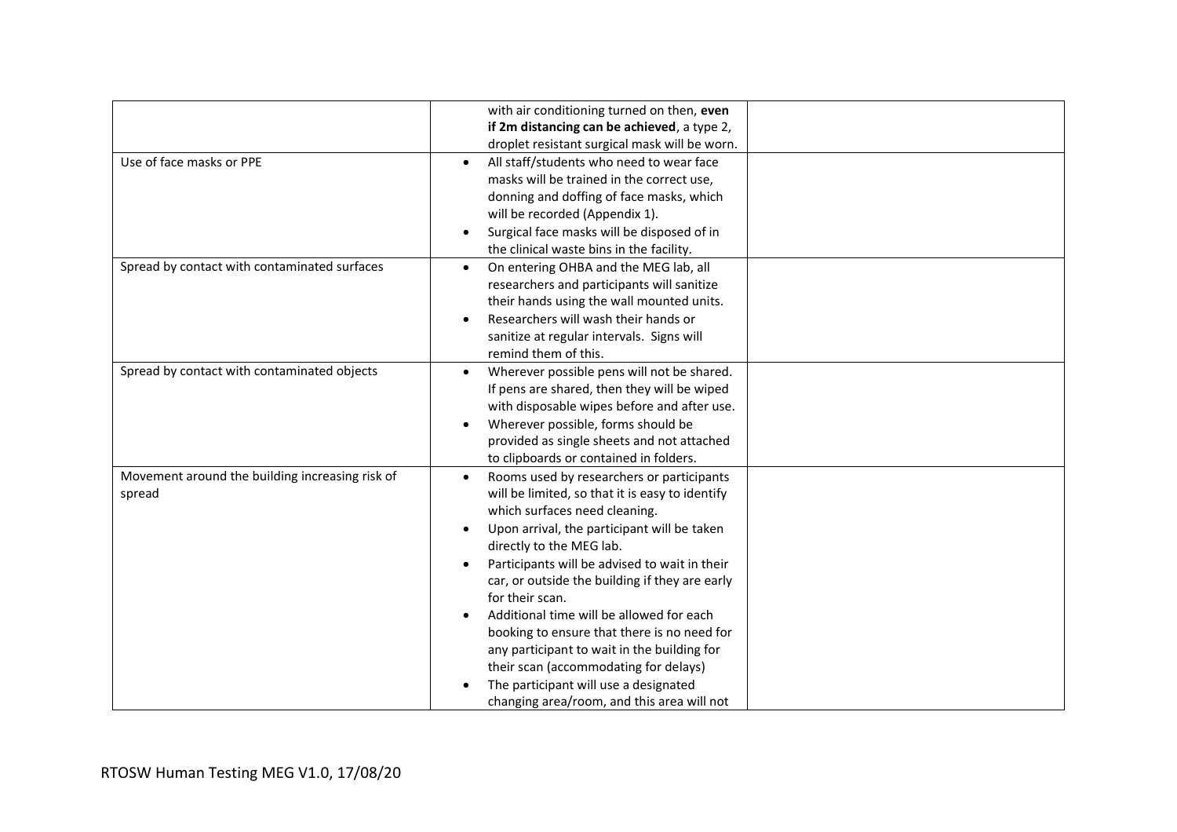| | | |
|---|---|---|
| | with air conditioning turned on then, **even if 2m distancing can be achieved**, a type 2, droplet resistant surgical mask will be worn. | |
| Use of face masks or PPE | • All staff/students who need to wear face masks will be trained in the correct use, donning and doffing of face masks, which will be recorded (Appendix 1).<br>• Surgical face masks will be disposed of in the clinical waste bins in the facility. | |
| Spread by contact with contaminated surfaces | • On entering OHBA and the MEG lab, all researchers and participants will sanitize their hands using the wall mounted units.<br>• Researchers will wash their hands or sanitize at regular intervals. Signs will remind them of this. | |
| Spread by contact with contaminated objects | • Wherever possible pens will not be shared. If pens are shared, then they will be wiped with disposable wipes before and after use.<br>• Wherever possible, forms should be provided as single sheets and not attached to clipboards or contained in folders. | |
| Movement around the building increasing risk of spread | • Rooms used by researchers or participants will be limited, so that it is easy to identify which surfaces need cleaning.<br>• Upon arrival, the participant will be taken directly to the MEG lab.<br>• Participants will be advised to wait in their car, or outside the building if they are early for their scan.<br>• Additional time will be allowed for each booking to ensure that there is no need for any participant to wait in the building for their scan (accommodating for delays)<br>• The participant will use a designated changing area/room, and this area will not | |

RTOSW Human Testing MEG V1.0, 17/08/20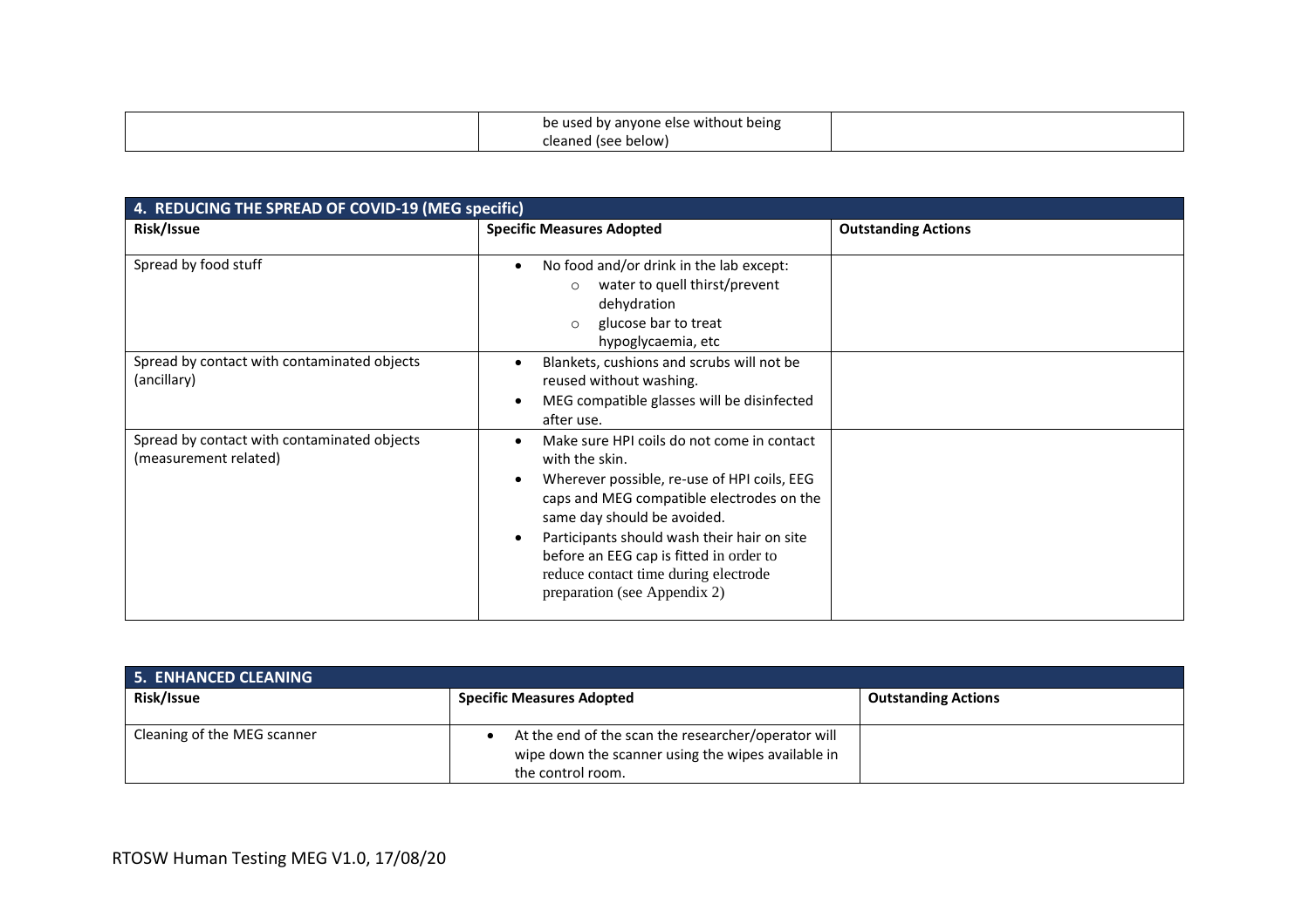| | be used by anyone else without being cleaned (see below) | |
|---|---|---|

| 4. REDUCING THE SPREAD OF COVID-19 (MEG specific) | | |
|---|---|---|
| **Risk/Issue** | **Specific Measures Adopted** | **Outstanding Actions** |
| Spread by food stuff | • No food and/or drink in the lab except:<br>  ○ water to quell thirst/prevent dehydration<br>  ○ glucose bar to treat hypoglycaemia, etc | |
| Spread by contact with contaminated objects (ancillary) | • Blankets, cushions and scrubs will not be reused without washing.<br>• MEG compatible glasses will be disinfected after use. | |
| Spread by contact with contaminated objects (measurement related) | • Make sure HPI coils do not come in contact with the skin.<br>• Wherever possible, re-use of HPI coils, EEG caps and MEG compatible electrodes on the same day should be avoided.<br>• Participants should wash their hair on site before an EEG cap is fitted in order to reduce contact time during electrode preparation (see Appendix 2) | |

| 5. ENHANCED CLEANING | | |
|---|---|---|
| **Risk/Issue** | **Specific Measures Adopted** | **Outstanding Actions** |
| Cleaning of the MEG scanner | • At the end of the scan the researcher/operator will wipe down the scanner using the wipes available in the control room. | |

RTOSW Human Testing MEG V1.0, 17/08/20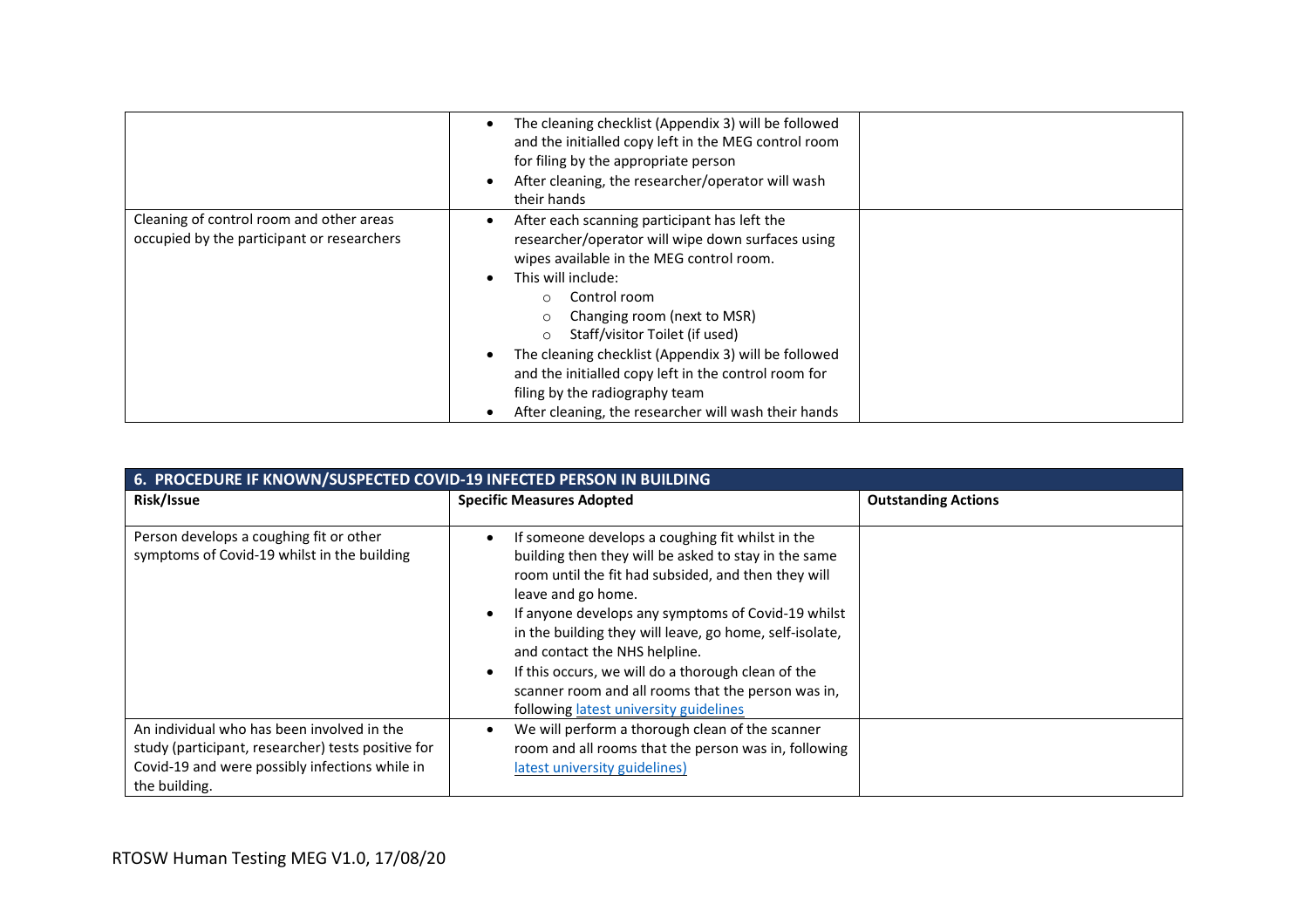| | | |
|---|---|---|
| | • The cleaning checklist (Appendix 3) will be followed and the initialled copy left in the MEG control room for filing by the appropriate person<br>• After cleaning, the researcher/operator will wash their hands | |
| Cleaning of control room and other areas occupied by the participant or researchers | • After each scanning participant has left the researcher/operator will wipe down surfaces using wipes available in the MEG control room.<br>• This will include:<br>  ○ Control room<br>  ○ Changing room (next to MSR)<br>  ○ Staff/visitor Toilet (if used)<br>• The cleaning checklist (Appendix 3) will be followed and the initialled copy left in the control room for filing by the radiography team<br>• After cleaning, the researcher will wash their hands | |

| 6. PROCEDURE IF KNOWN/SUSPECTED COVID-19 INFECTED PERSON IN BUILDING | | |
|---|---|---|
| **Risk/Issue** | **Specific Measures Adopted** | **Outstanding Actions** |
| Person develops a coughing fit or other symptoms of Covid-19 whilst in the building | • If someone develops a coughing fit whilst in the building then they will be asked to stay in the same room until the fit had subsided, and then they will leave and go home.<br>• If anyone develops any symptoms of Covid-19 whilst in the building they will leave, go home, self-isolate, and contact the NHS helpline.<br>• If this occurs, we will do a thorough clean of the scanner room and all rooms that the person was in, following latest university guidelines | |
| An individual who has been involved in the study (participant, researcher) tests positive for Covid-19 and were possibly infections while in the building. | • We will perform a thorough clean of the scanner room and all rooms that the person was in, following latest university guidelines) | |

RTOSW Human Testing MEG V1.0, 17/08/20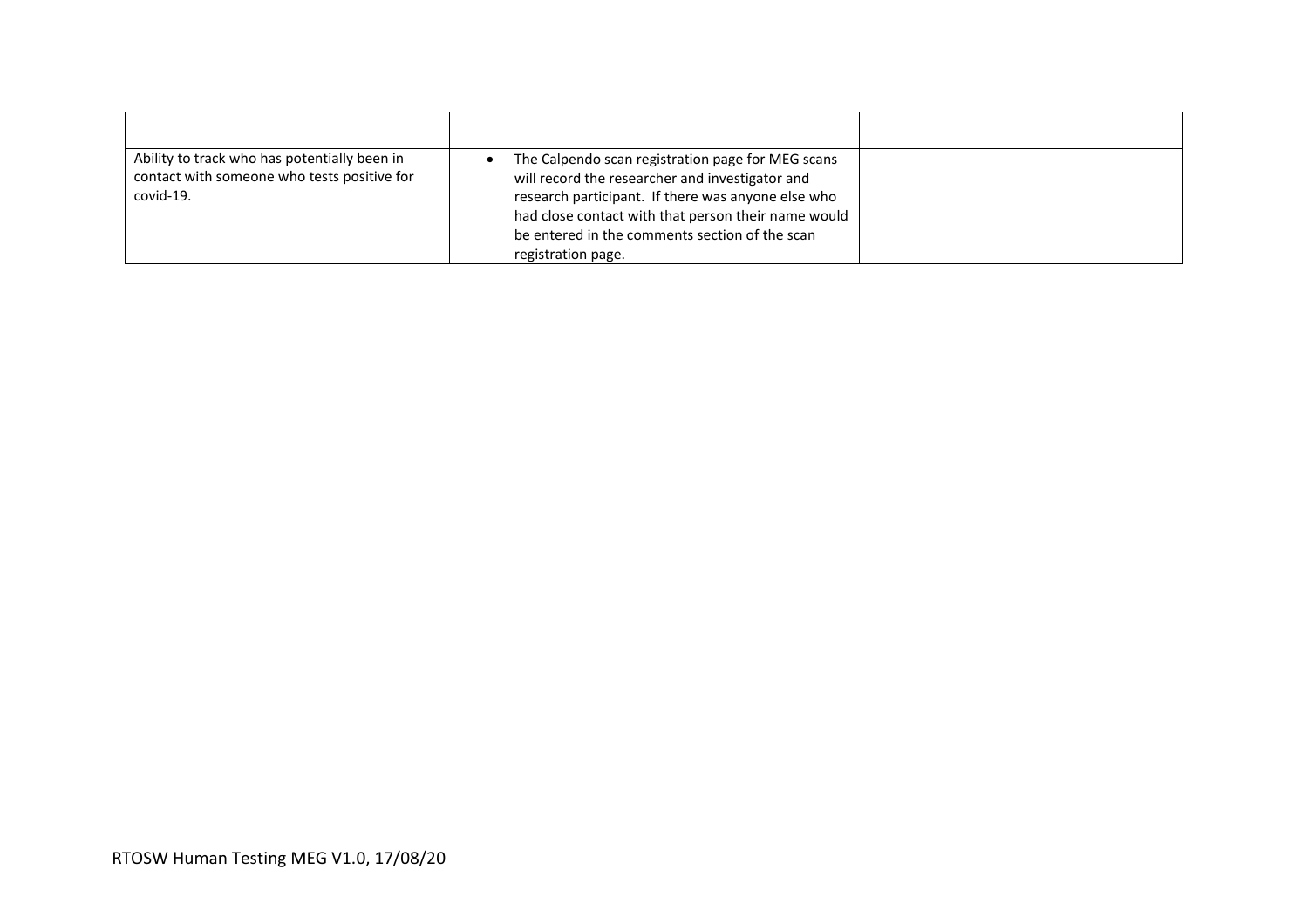| | | |
|---|---|---|
| Ability to track who has potentially been in contact with someone who tests positive for covid-19. | • The Calpendo scan registration page for MEG scans will record the researcher and investigator and research participant. If there was anyone else who had close contact with that person their name would be entered in the comments section of the scan registration page. | |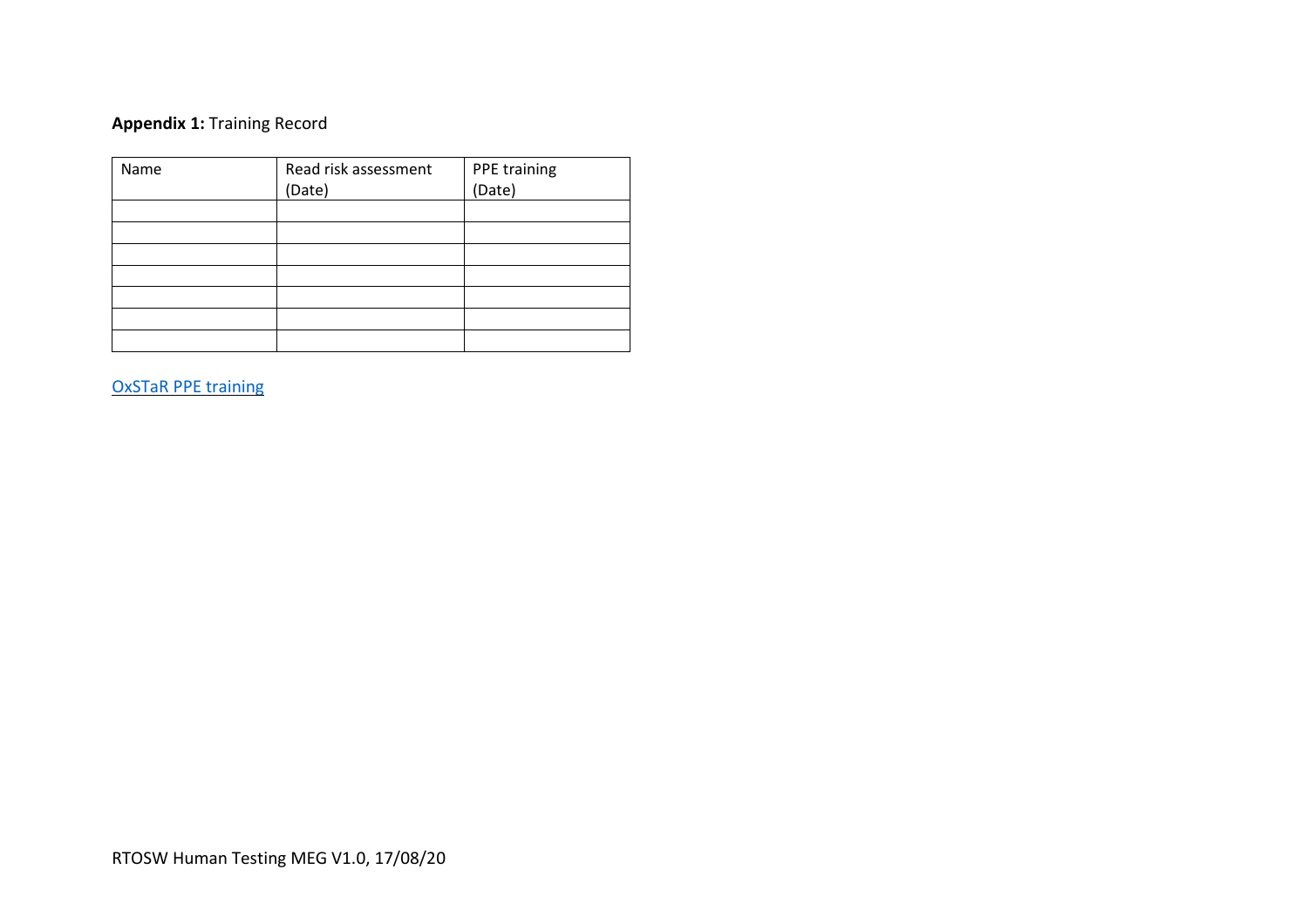**Appendix 1:** Training Record

| Name | Read risk assessment (Date) | PPE training (Date) |
| --- | --- | --- |
| | | |
| | | |
| | | |
| | | |
| | | |
| | | |
| | | |

OxSTaR PPE training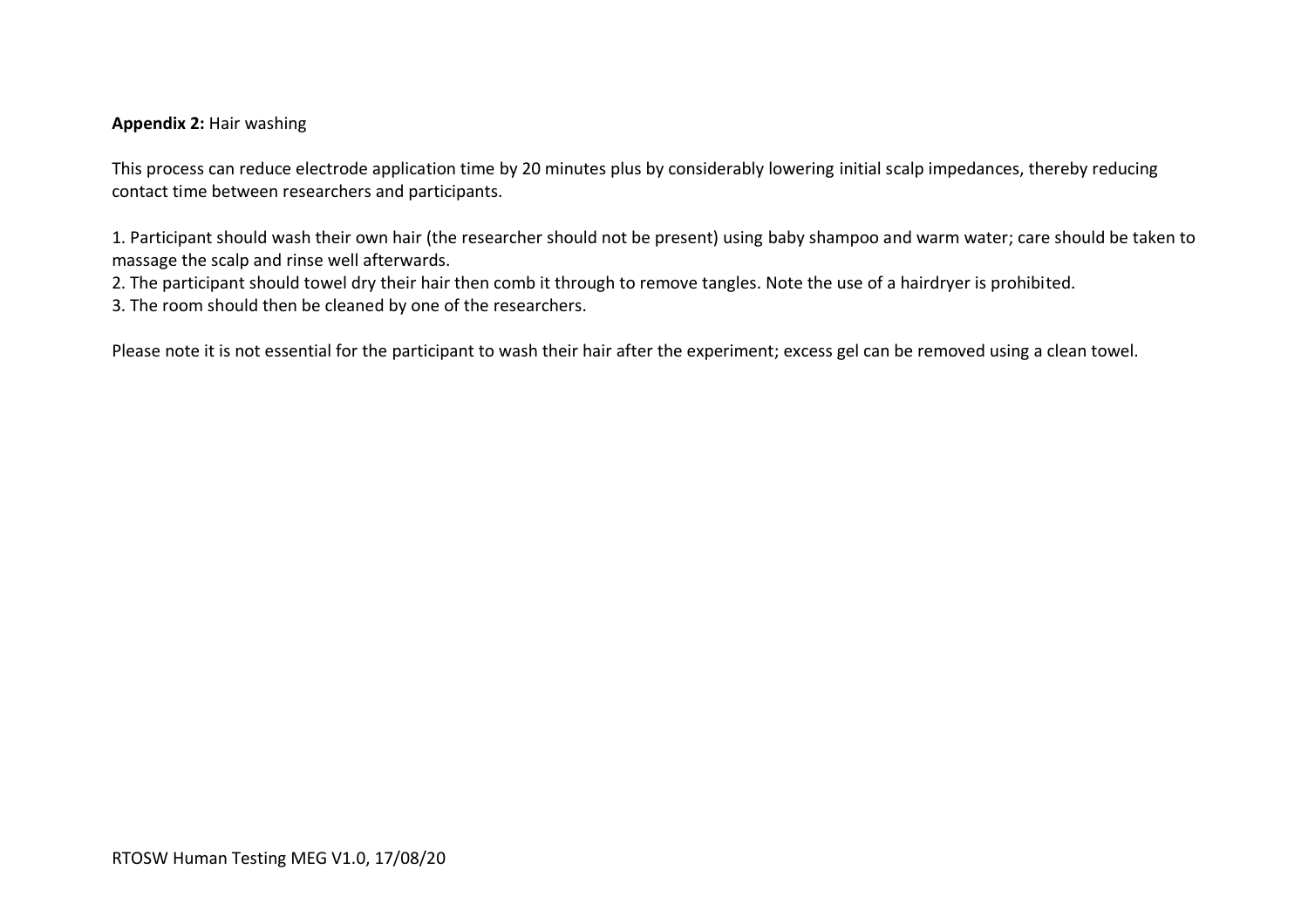**Appendix 2:** Hair washing

This process can reduce electrode application time by 20 minutes plus by considerably lowering initial scalp impedances, thereby reducing contact time between researchers and participants.

1. Participant should wash their own hair (the researcher should not be present) using baby shampoo and warm water; care should be taken to massage the scalp and rinse well afterwards.
2. The participant should towel dry their hair then comb it through to remove tangles. Note the use of a hairdryer is prohibited.
3. The room should then be cleaned by one of the researchers.

Please note it is not essential for the participant to wash their hair after the experiment; excess gel can be removed using a clean towel.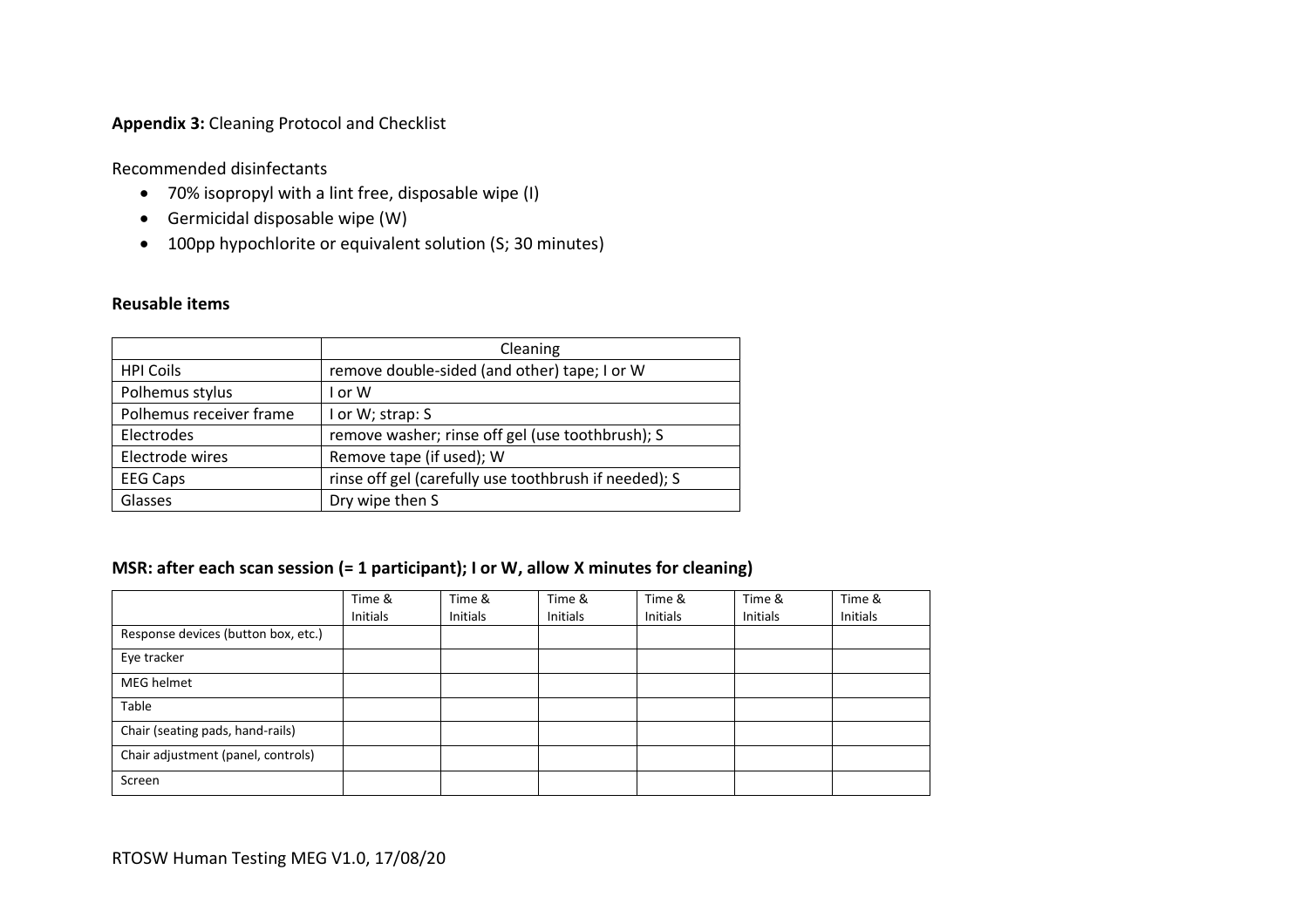**Appendix 3:** Cleaning Protocol and Checklist

Recommended disinfectants

- 70% isopropyl with a lint free, disposable wipe (I)
- Germicidal disposable wipe (W)
- 100pp hypochlorite or equivalent solution (S; 30 minutes)

**Reusable items**

| | Cleaning |
|---|---|
| HPI Coils | remove double-sided (and other) tape; I or W |
| Polhemus stylus | I or W |
| Polhemus receiver frame | I or W; strap: S |
| Electrodes | remove washer; rinse off gel (use toothbrush); S |
| Electrode wires | Remove tape (if used); W |
| EEG Caps | rinse off gel (carefully use toothbrush if needed); S |
| Glasses | Dry wipe then S |

**MSR: after each scan session (= 1 participant); I or W, allow X minutes for cleaning)**

| | Time & Initials | Time & Initials | Time & Initials | Time & Initials | Time & Initials | Time & Initials |
|---|---|---|---|---|---|---|
| Response devices (button box, etc.) | | | | | | |
| Eye tracker | | | | | | |
| MEG helmet | | | | | | |
| Table | | | | | | |
| Chair (seating pads, hand-rails) | | | | | | |
| Chair adjustment (panel, controls) | | | | | | |
| Screen | | | | | | |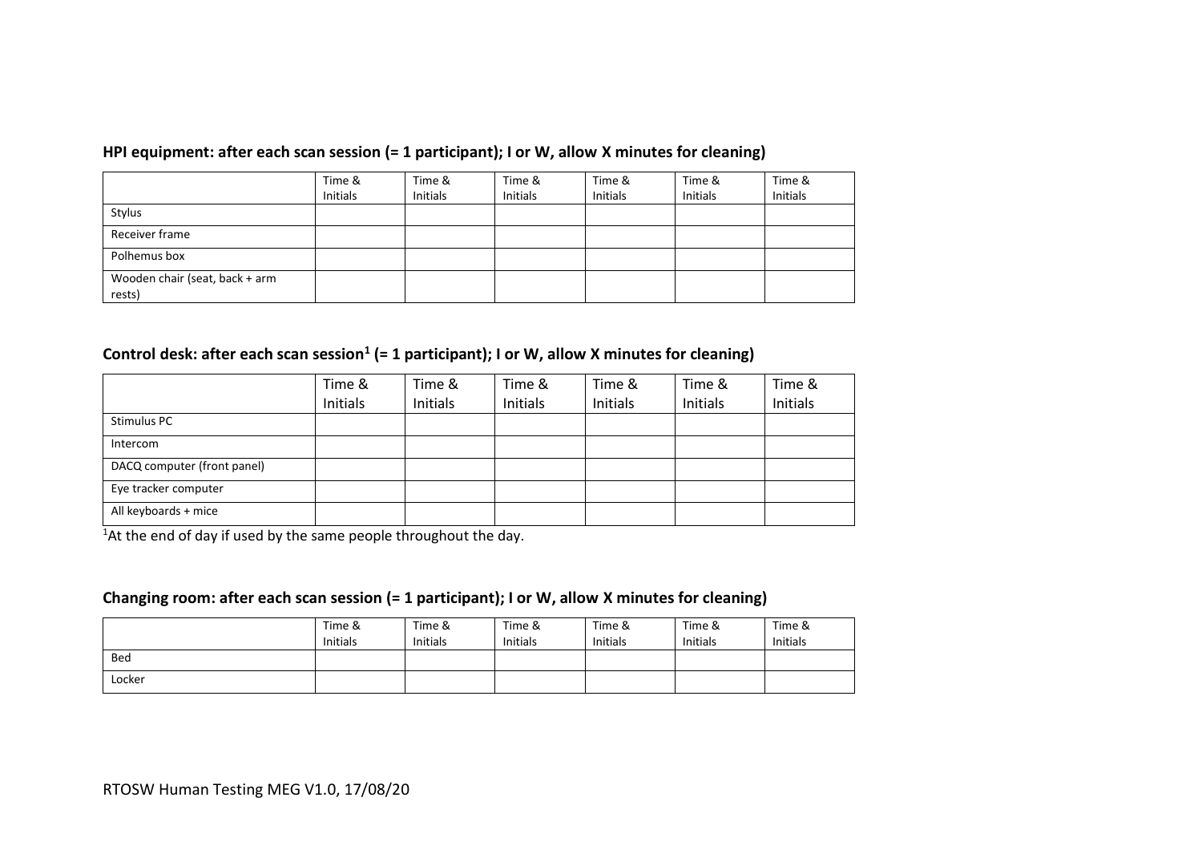**HPI equipment: after each scan session (= 1 participant); I or W, allow X minutes for cleaning)**

| | Time & Initials | Time & Initials | Time & Initials | Time & Initials | Time & Initials | Time & Initials |
|---|---|---|---|---|---|---|
| Stylus | | | | | | |
| Receiver frame | | | | | | |
| Polhemus box | | | | | | |
| Wooden chair (seat, back + arm rests) | | | | | | |

**Control desk: after each scan session[1] (= 1 participant); I or W, allow X minutes for cleaning)**

| | Time & Initials | Time & Initials | Time & Initials | Time & Initials | Time & Initials | Time & Initials |
|---|---|---|---|---|---|---|
| Stimulus PC | | | | | | |
| Intercom | | | | | | |
| DACQ computer (front panel) | | | | | | |
| Eye tracker computer | | | | | | |
| All keyboards + mice | | | | | | |

[1]At the end of day if used by the same people throughout the day.

**Changing room: after each scan session (= 1 participant); I or W, allow X minutes for cleaning)**

| | Time & Initials | Time & Initials | Time & Initials | Time & Initials | Time & Initials | Time & Initials |
|---|---|---|---|---|---|---|
| Bed | | | | | | |
| Locker | | | | | | |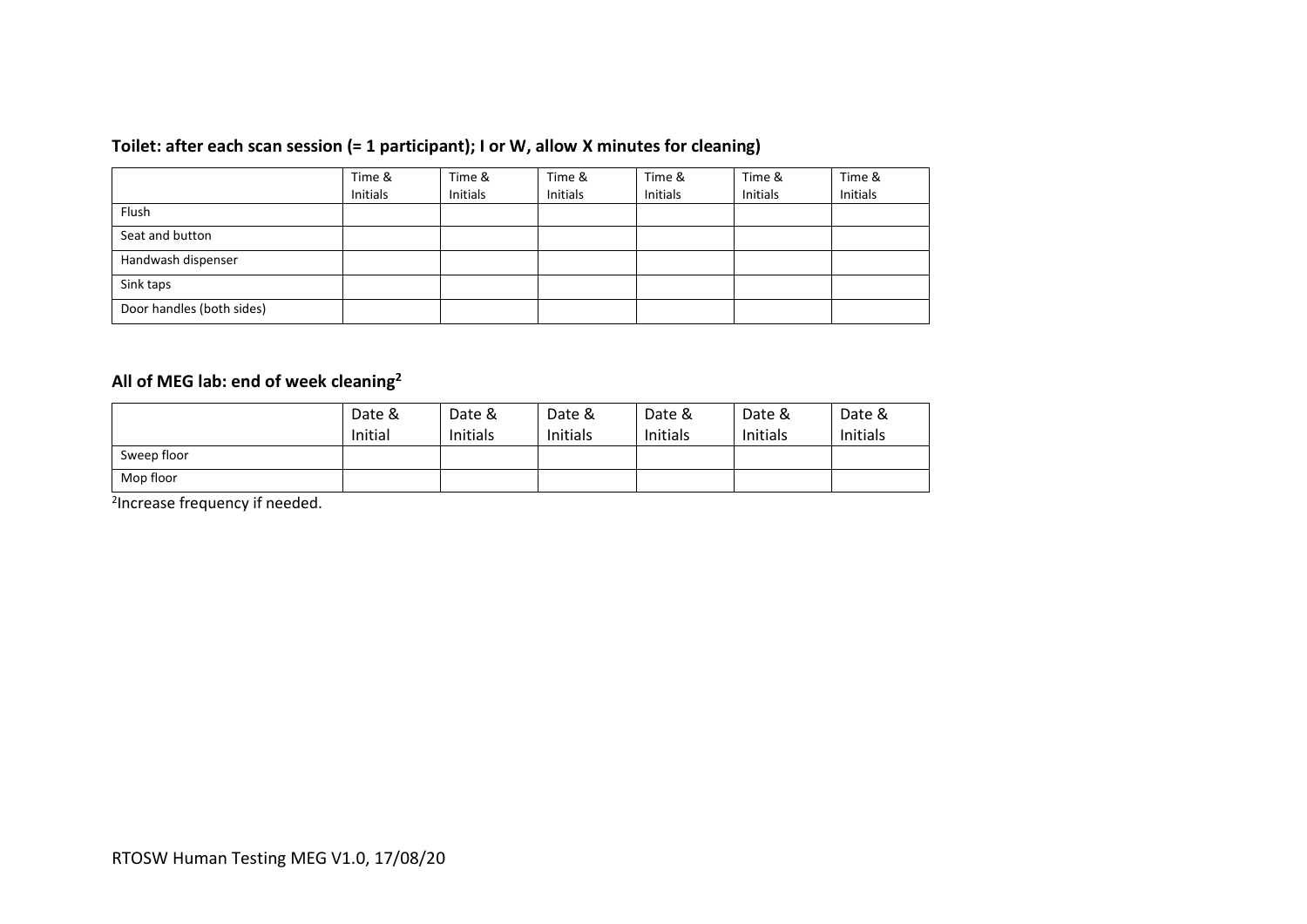**Toilet: after each scan session (= 1 participant); I or W, allow X minutes for cleaning)**

| | Time & Initials | Time & Initials | Time & Initials | Time & Initials | Time & Initials | Time & Initials |
|---|---|---|---|---|---|---|
| Flush | | | | | | |
| Seat and button | | | | | | |
| Handwash dispenser | | | | | | |
| Sink taps | | | | | | |
| Door handles (both sides) | | | | | | |

**All of MEG lab: end of week cleaning[2]**

| | Date & Initial | Date & Initials | Date & Initials | Date & Initials | Date & Initials | Date & Initials |
|---|---|---|---|---|---|---|
| Sweep floor | | | | | | |
| Mop floor | | | | | | |

[2]Increase frequency if needed.